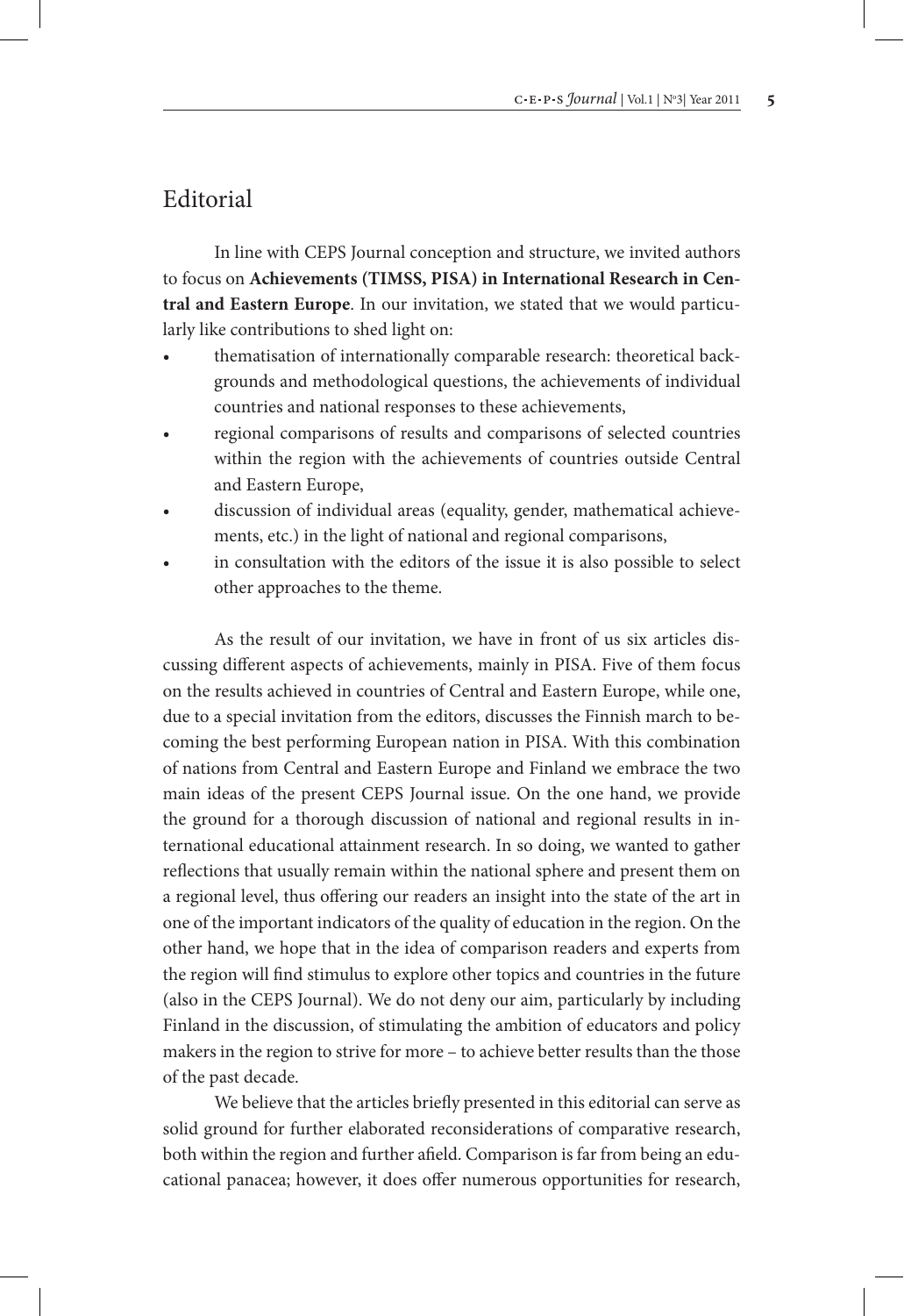# Editorial

In line with CEPS Journal conception and structure, we invited authors to focus on **Achievements (TIMSS, PISA) in International Research in Central and Eastern Europe**. In our invitation, we stated that we would particularly like contributions to shed light on:

- thematisation of internationally comparable research: theoretical backgrounds and methodological questions, the achievements of individual countries and national responses to these achievements,
- regional comparisons of results and comparisons of selected countries within the region with the achievements of countries outside Central and Eastern Europe,
- discussion of individual areas (equality, gender, mathematical achievements, etc.) in the light of national and regional comparisons,
- in consultation with the editors of the issue it is also possible to select other approaches to the theme.

As the result of our invitation, we have in front of us six articles discussing different aspects of achievements, mainly in PISA. Five of them focus on the results achieved in countries of Central and Eastern Europe, while one, due to a special invitation from the editors, discusses the Finnish march to becoming the best performing European nation in PISA. With this combination of nations from Central and Eastern Europe and Finland we embrace the two main ideas of the present CEPS Journal issue. On the one hand, we provide the ground for a thorough discussion of national and regional results in international educational attainment research. In so doing, we wanted to gather reflections that usually remain within the national sphere and present them on a regional level, thus offering our readers an insight into the state of the art in one of the important indicators of the quality of education in the region. On the other hand, we hope that in the idea of comparison readers and experts from the region will find stimulus to explore other topics and countries in the future (also in the CEPS Journal). We do not deny our aim, particularly by including Finland in the discussion, of stimulating the ambition of educators and policy makers in the region to strive for more – to achieve better results than the those of the past decade.

We believe that the articles briefly presented in this editorial can serve as solid ground for further elaborated reconsiderations of comparative research, both within the region and further afield. Comparison is far from being an educational panacea; however, it does offer numerous opportunities for research,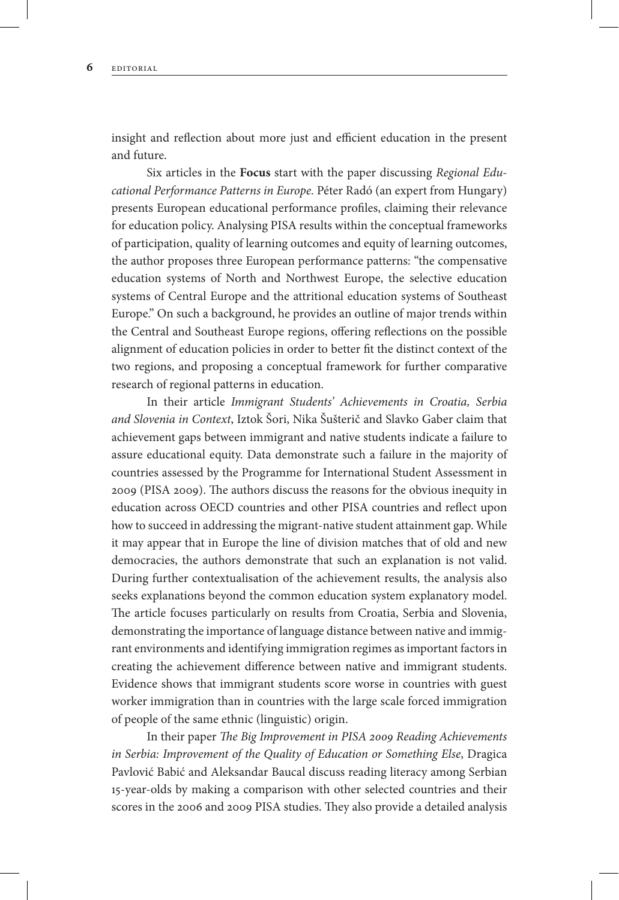insight and reflection about more just and efficient education in the present and future.

Six articles in the **Focus** start with the paper discussing *Regional Educational Performance Patterns in Europe.* Péter Radó (an expert from Hungary) presents European educational performance profiles, claiming their relevance for education policy. Analysing PISA results within the conceptual frameworks of participation, quality of learning outcomes and equity of learning outcomes, the author proposes three European performance patterns: "the compensative education systems of North and Northwest Europe, the selective education systems of Central Europe and the attritional education systems of Southeast Europe." On such a background, he provides an outline of major trends within the Central and Southeast Europe regions, offering reflections on the possible alignment of education policies in order to better fit the distinct context of the two regions, and proposing a conceptual framework for further comparative research of regional patterns in education.

In their article *Immigrant Students' Achievements in Croatia, Serbia and Slovenia in Context*, Iztok Šori, Nika Šušterič and Slavko Gaber claim that achievement gaps between immigrant and native students indicate a failure to assure educational equity. Data demonstrate such a failure in the majority of countries assessed by the Programme for International Student Assessment in 2009 (PISA 2009). The authors discuss the reasons for the obvious inequity in education across OECD countries and other PISA countries and reflect upon how to succeed in addressing the migrant-native student attainment gap. While it may appear that in Europe the line of division matches that of old and new democracies, the authors demonstrate that such an explanation is not valid. During further contextualisation of the achievement results, the analysis also seeks explanations beyond the common education system explanatory model. The article focuses particularly on results from Croatia, Serbia and Slovenia, demonstrating the importance of language distance between native and immigrant environments and identifying immigration regimes as important factors in creating the achievement difference between native and immigrant students. Evidence shows that immigrant students score worse in countries with guest worker immigration than in countries with the large scale forced immigration of people of the same ethnic (linguistic) origin.

In their paper *The Big Improvement in PISA 2009 Reading Achievements in Serbia: Improvement of the Quality of Education or Something Else*, Dragica Pavlović Babić and Aleksandar Baucal discuss reading literacy among Serbian 15-year-olds by making a comparison with other selected countries and their scores in the 2006 and 2009 PISA studies. They also provide a detailed analysis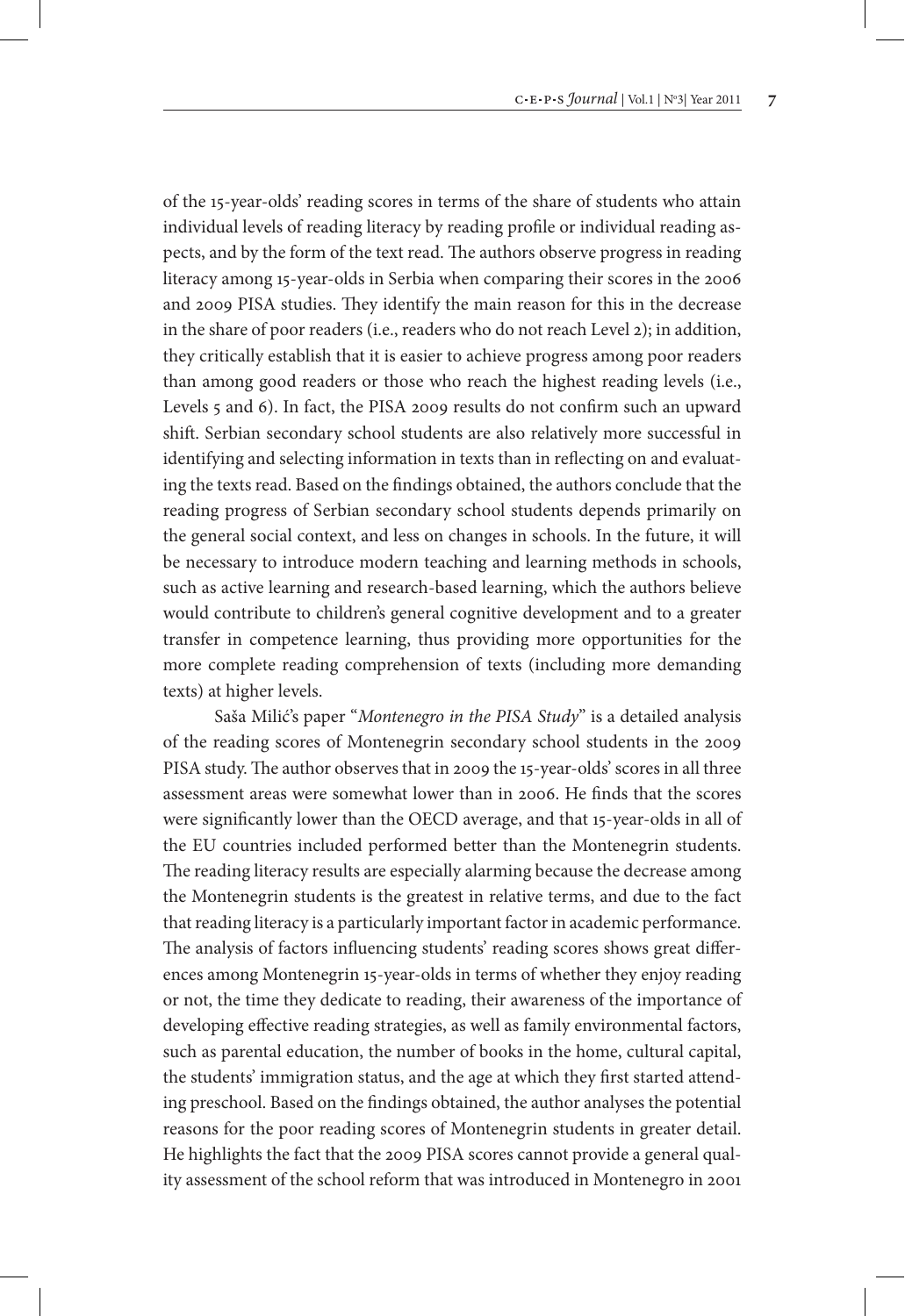of the 15-year-olds' reading scores in terms of the share of students who attain individual levels of reading literacy by reading profile or individual reading aspects, and by the form of the text read. The authors observe progress in reading literacy among 15-year-olds in Serbia when comparing their scores in the 2006 and 2009 PISA studies. They identify the main reason for this in the decrease in the share of poor readers (i.e., readers who do not reach Level 2); in addition, they critically establish that it is easier to achieve progress among poor readers than among good readers or those who reach the highest reading levels (i.e., Levels 5 and 6). In fact, the PISA 2009 results do not confirm such an upward shift. Serbian secondary school students are also relatively more successful in identifying and selecting information in texts than in reflecting on and evaluating the texts read. Based on the findings obtained, the authors conclude that the reading progress of Serbian secondary school students depends primarily on the general social context, and less on changes in schools. In the future, it will be necessary to introduce modern teaching and learning methods in schools, such as active learning and research-based learning, which the authors believe would contribute to children's general cognitive development and to a greater transfer in competence learning, thus providing more opportunities for the more complete reading comprehension of texts (including more demanding texts) at higher levels.

Saša Milić's paper "*Montenegro in the PISA Study*" is a detailed analysis of the reading scores of Montenegrin secondary school students in the 2009 PISA study. The author observes that in 2009 the 15-year-olds' scores in all three assessment areas were somewhat lower than in 2006. He finds that the scores were significantly lower than the OECD average, and that 15-year-olds in all of the EU countries included performed better than the Montenegrin students. The reading literacy results are especially alarming because the decrease among the Montenegrin students is the greatest in relative terms, and due to the fact that reading literacy is a particularly important factor in academic performance. The analysis of factors influencing students' reading scores shows great differences among Montenegrin 15-year-olds in terms of whether they enjoy reading or not, the time they dedicate to reading, their awareness of the importance of developing effective reading strategies, as well as family environmental factors, such as parental education, the number of books in the home, cultural capital, the students' immigration status, and the age at which they first started attending preschool. Based on the findings obtained, the author analyses the potential reasons for the poor reading scores of Montenegrin students in greater detail. He highlights the fact that the 2009 PISA scores cannot provide a general quality assessment of the school reform that was introduced in Montenegro in 2001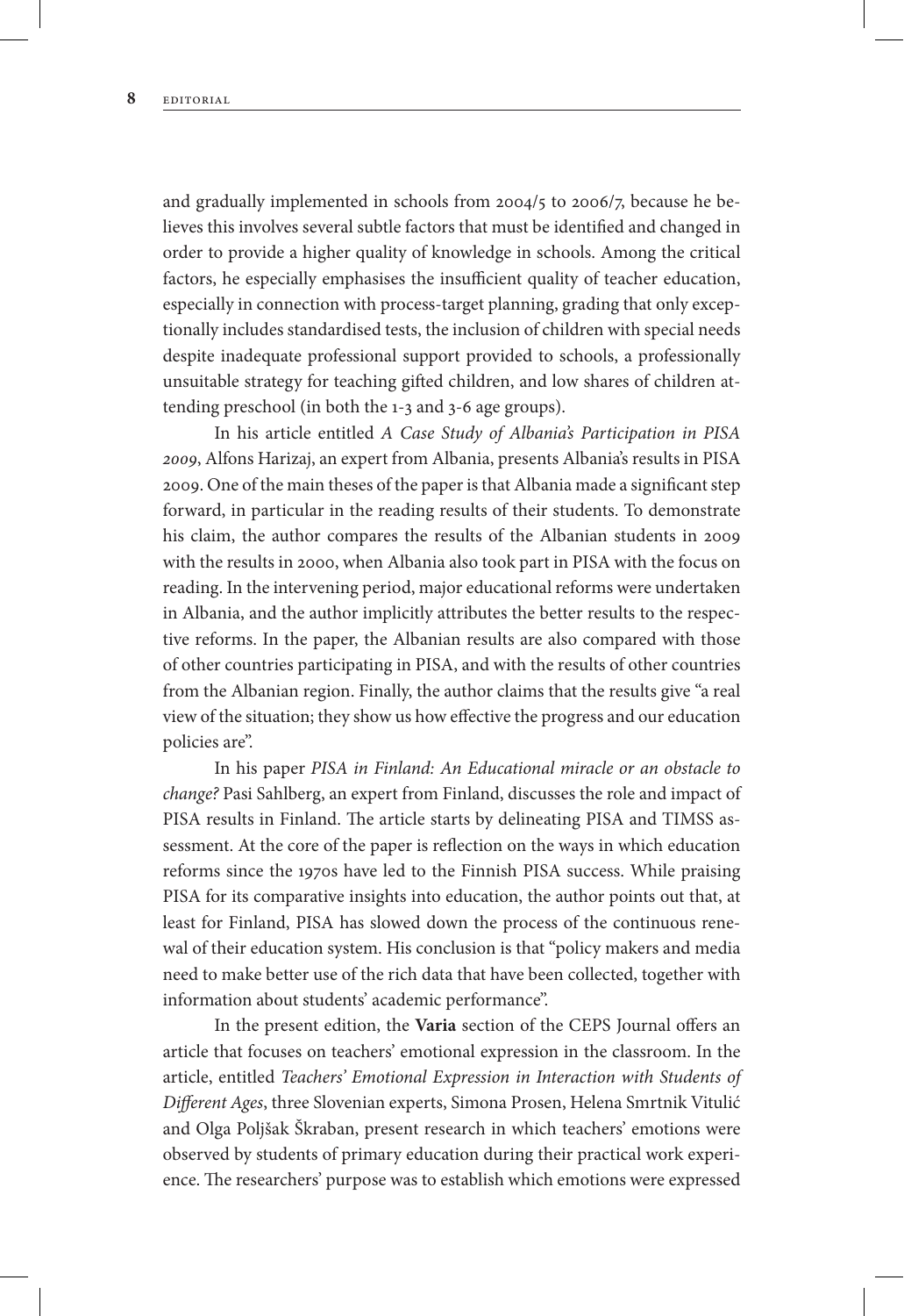and gradually implemented in schools from 2004/5 to 2006/7, because he believes this involves several subtle factors that must be identified and changed in order to provide a higher quality of knowledge in schools. Among the critical factors, he especially emphasises the insufficient quality of teacher education, especially in connection with process-target planning, grading that only exceptionally includes standardised tests, the inclusion of children with special needs despite inadequate professional support provided to schools, a professionally unsuitable strategy for teaching gifted children, and low shares of children attending preschool (in both the 1-3 and 3-6 age groups).

In his article entitled *A Case Study of Albania's Participation in PISA 2009*, Alfons Harizaj, an expert from Albania, presents Albania's results in PISA 2009. One of the main theses of the paper is that Albania made a significant step forward, in particular in the reading results of their students. To demonstrate his claim, the author compares the results of the Albanian students in 2009 with the results in 2000, when Albania also took part in PISA with the focus on reading. In the intervening period, major educational reforms were undertaken in Albania, and the author implicitly attributes the better results to the respective reforms. In the paper, the Albanian results are also compared with those of other countries participating in PISA, and with the results of other countries from the Albanian region. Finally, the author claims that the results give "a real view of the situation; they show us how effective the progress and our education policies are".

In his paper *PISA in Finland: An Educational miracle or an obstacle to change?* Pasi Sahlberg, an expert from Finland, discusses the role and impact of PISA results in Finland. The article starts by delineating PISA and TIMSS assessment. At the core of the paper is reflection on the ways in which education reforms since the 1970s have led to the Finnish PISA success. While praising PISA for its comparative insights into education, the author points out that, at least for Finland, PISA has slowed down the process of the continuous renewal of their education system. His conclusion is that "policy makers and media need to make better use of the rich data that have been collected, together with information about students' academic performance".

In the present edition, the **Varia** section of the CEPS Journal offers an article that focuses on teachers' emotional expression in the classroom. In the article, entitled *Teachers' Emotional Expression in Interaction with Students of Different Ages*, three Slovenian experts, Simona Prosen, Helena Smrtnik Vitulić and Olga Poljšak Škraban, present research in which teachers' emotions were observed by students of primary education during their practical work experience. The researchers' purpose was to establish which emotions were expressed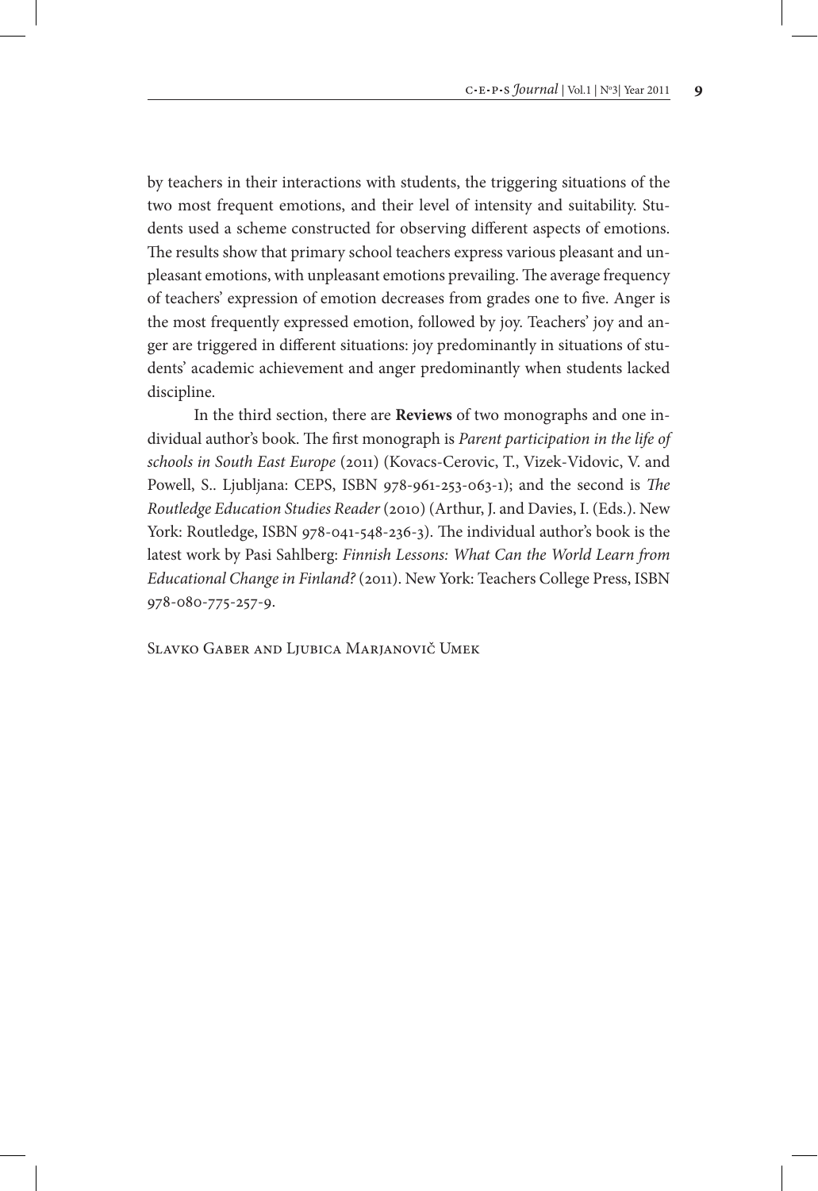by teachers in their interactions with students, the triggering situations of the two most frequent emotions, and their level of intensity and suitability. Students used a scheme constructed for observing different aspects of emotions. The results show that primary school teachers express various pleasant and unpleasant emotions, with unpleasant emotions prevailing. The average frequency of teachers' expression of emotion decreases from grades one to five. Anger is the most frequently expressed emotion, followed by joy. Teachers' joy and anger are triggered in different situations: joy predominantly in situations of students' academic achievement and anger predominantly when students lacked discipline.

In the third section, there are **Reviews** of two monographs and one individual author's book. The first monograph is *Parent participation in the life of schools in South East Europe* (2011) (Kovacs-Cerovic, T., Vizek-Vidovic, V. and Powell, S.. Ljubljana: CEPS, ISBN 978-961-253-063-1); and the second is *The Routledge Education Studies Reader* (2010) (Arthur, J. and Davies, I. (Eds.). New York: Routledge, ISBN 978-041-548-236-3). The individual author's book is the latest work by Pasi Sahlberg: *Finnish Lessons: What Can the World Learn from Educational Change in Finland?* (2011). New York: Teachers College Press, ISBN 978-080-775-257-9.

Slavko Gaber and Ljubica Marjanovič Umek